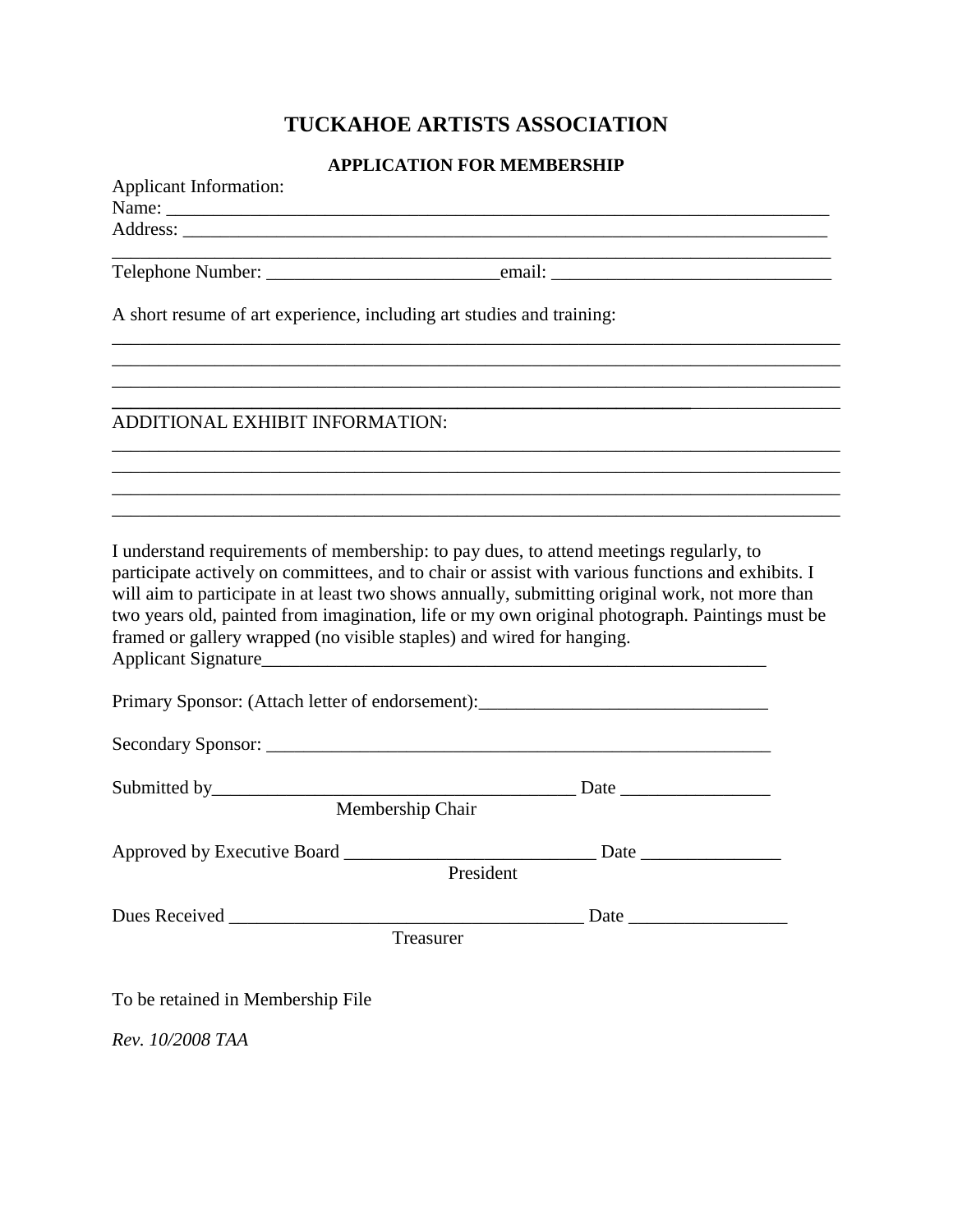# TUCKAHOE ARTISTS ASSOCIATION

## APPLICATION FOR MEMBERSHIP

Applicant Information:

Name: ___________________________________________________________________________

Address: _________________________________________________________________________

_________________________________________________________________________________

Telephone Number: _________________________email: ______________________________

A short resume of art experience, including art studies and training:

_________________________________________________________________________________

_________________________________________________________________________________

_________________________________________________________________________________

_________________________________________________________________________________

ADDITIONAL EXHIBIT INFORMATION:

_________________________________________________________________________________

_________________________________________________________________________________

_________________________________________________________________________________

_________________________________________________________________________________

I understand requirements of membership: to pay dues, to attend meetings regularly, to participate actively on committees, and to chair or assist with various functions and exhibits. I will aim to participate in at least two shows annually, submitting original work, not more than two years old, painted from imagination, life or my own original photograph. Paintings must be framed or gallery wrapped (no visible staples) and wired for hanging.

Applicant Signature_________________________________________________________

Primary Sponsor: (Attach letter of endorsement):_______________________________

Secondary Sponsor: _________________________________________________________

Submitted by_______________________________________ Date ________________
Membership Chair

Approved by Executive Board ___________________________ Date _______________
President

Dues Received ______________________________________ Date _________________
Treasurer

To be retained in Membership File

*Rev. 10/2008 TAA*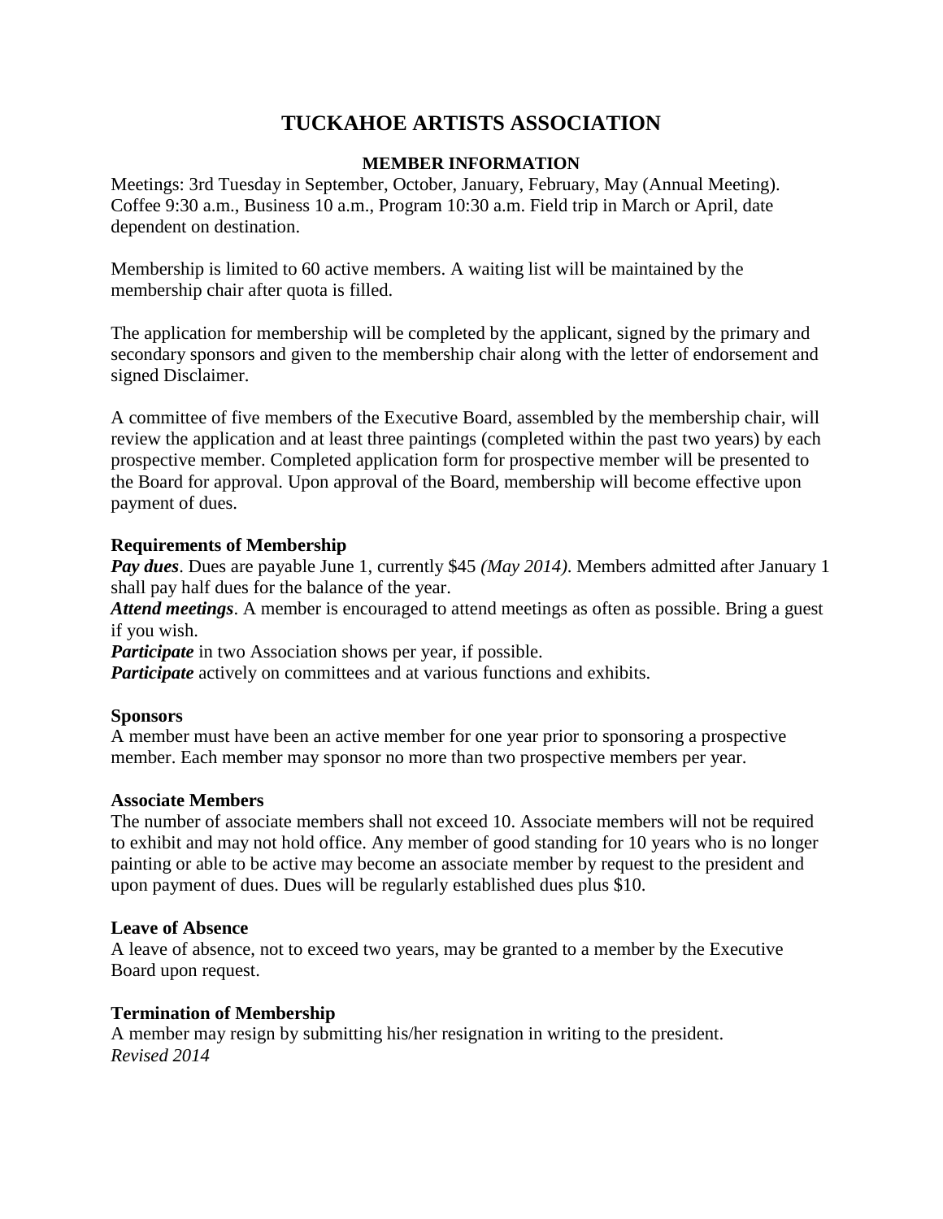# TUCKAHOE ARTISTS ASSOCIATION

## MEMBER INFORMATION

Meetings: 3rd Tuesday in September, October, January, February, May (Annual Meeting). Coffee 9:30 a.m., Business 10 a.m., Program 10:30 a.m. Field trip in March or April, date dependent on destination.

Membership is limited to 60 active members. A waiting list will be maintained by the membership chair after quota is filled.

The application for membership will be completed by the applicant, signed by the primary and secondary sponsors and given to the membership chair along with the letter of endorsement and signed Disclaimer.

A committee of five members of the Executive Board, assembled by the membership chair, will review the application and at least three paintings (completed within the past two years) by each prospective member. Completed application form for prospective member will be presented to the Board for approval. Upon approval of the Board, membership will become effective upon payment of dues.

### Requirements of Membership

***Pay dues***. Dues are payable June 1, currently $45 *(May 2014)*. Members admitted after January 1 shall pay half dues for the balance of the year.
***Attend meetings***. A member is encouraged to attend meetings as often as possible. Bring a guest if you wish.
***Participate*** in two Association shows per year, if possible.
***Participate*** actively on committees and at various functions and exhibits.

### Sponsors

A member must have been an active member for one year prior to sponsoring a prospective member. Each member may sponsor no more than two prospective members per year.

### Associate Members

The number of associate members shall not exceed 10. Associate members will not be required to exhibit and may not hold office. Any member of good standing for 10 years who is no longer painting or able to be active may become an associate member by request to the president and upon payment of dues. Dues will be regularly established dues plus $10.

### Leave of Absence

A leave of absence, not to exceed two years, may be granted to a member by the Executive Board upon request.

### Termination of Membership

A member may resign by submitting his/her resignation in writing to the president.
*Revised 2014*